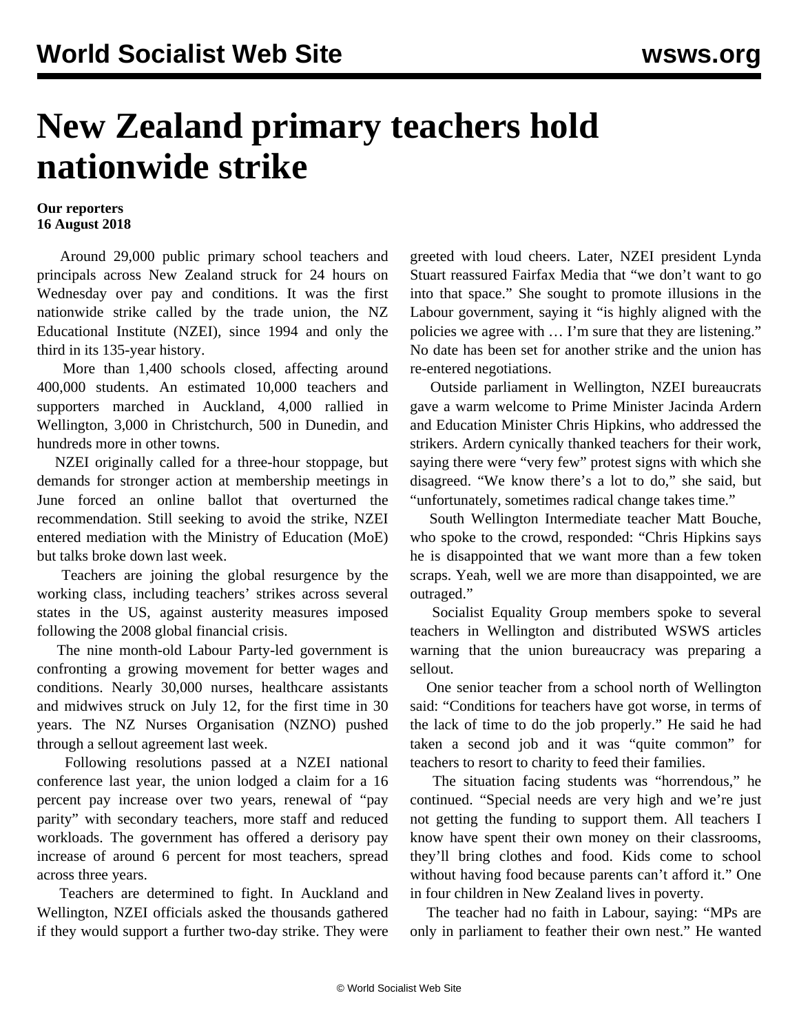# New Zealand primary teachers hold nationwide strike

**Our reporters**
**16 August 2018**

Around 29,000 public primary school teachers and principals across New Zealand struck for 24 hours on Wednesday over pay and conditions. It was the first nationwide strike called by the trade union, the NZ Educational Institute (NZEI), since 1994 and only the third in its 135-year history.

More than 1,400 schools closed, affecting around 400,000 students. An estimated 10,000 teachers and supporters marched in Auckland, 4,000 rallied in Wellington, 3,000 in Christchurch, 500 in Dunedin, and hundreds more in other towns.

NZEI originally called for a three-hour stoppage, but demands for stronger action at membership meetings in June forced an online ballot that overturned the recommendation. Still seeking to avoid the strike, NZEI entered mediation with the Ministry of Education (MoE) but talks broke down last week.

Teachers are joining the global resurgence by the working class, including teachers' strikes across several states in the US, against austerity measures imposed following the 2008 global financial crisis.

The nine month-old Labour Party-led government is confronting a growing movement for better wages and conditions. Nearly 30,000 nurses, healthcare assistants and midwives struck on July 12, for the first time in 30 years. The NZ Nurses Organisation (NZNO) pushed through a sellout agreement last week.

Following resolutions passed at a NZEI national conference last year, the union lodged a claim for a 16 percent pay increase over two years, renewal of "pay parity" with secondary teachers, more staff and reduced workloads. The government has offered a derisory pay increase of around 6 percent for most teachers, spread across three years.

Teachers are determined to fight. In Auckland and Wellington, NZEI officials asked the thousands gathered if they would support a further two-day strike. They were greeted with loud cheers. Later, NZEI president Lynda Stuart reassured Fairfax Media that "we don't want to go into that space." She sought to promote illusions in the Labour government, saying it "is highly aligned with the policies we agree with … I'm sure that they are listening." No date has been set for another strike and the union has re-entered negotiations.

Outside parliament in Wellington, NZEI bureaucrats gave a warm welcome to Prime Minister Jacinda Ardern and Education Minister Chris Hipkins, who addressed the strikers. Ardern cynically thanked teachers for their work, saying there were "very few" protest signs with which she disagreed. "We know there's a lot to do," she said, but "unfortunately, sometimes radical change takes time."

South Wellington Intermediate teacher Matt Bouche, who spoke to the crowd, responded: "Chris Hipkins says he is disappointed that we want more than a few token scraps. Yeah, well we are more than disappointed, we are outraged."

Socialist Equality Group members spoke to several teachers in Wellington and distributed WSWS articles warning that the union bureaucracy was preparing a sellout.

One senior teacher from a school north of Wellington said: "Conditions for teachers have got worse, in terms of the lack of time to do the job properly." He said he had taken a second job and it was "quite common" for teachers to resort to charity to feed their families.

The situation facing students was "horrendous," he continued. "Special needs are very high and we're just not getting the funding to support them. All teachers I know have spent their own money on their classrooms, they'll bring clothes and food. Kids come to school without having food because parents can't afford it." One in four children in New Zealand lives in poverty.

The teacher had no faith in Labour, saying: "MPs are only in parliament to feather their own nest." He wanted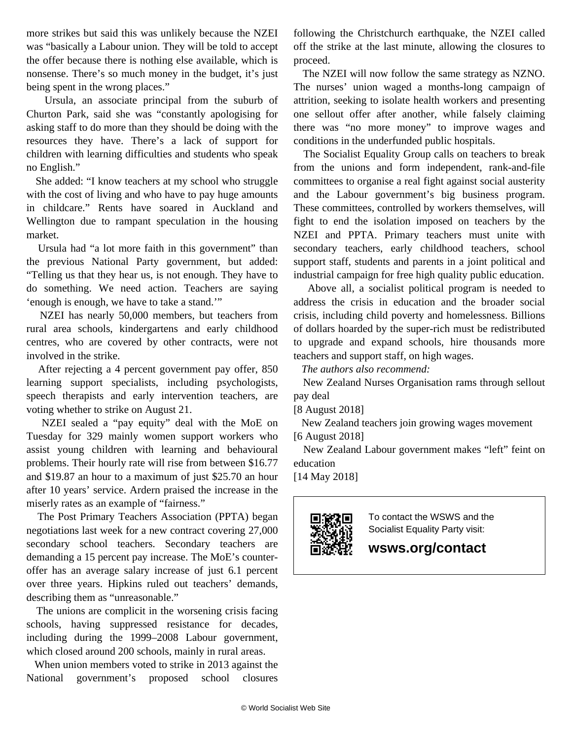more strikes but said this was unlikely because the NZEI was "basically a Labour union. They will be told to accept the offer because there is nothing else available, which is nonsense. There's so much money in the budget, it's just being spent in the wrong places."

Ursula, an associate principal from the suburb of Churton Park, said she was "constantly apologising for asking staff to do more than they should be doing with the resources they have. There's a lack of support for children with learning difficulties and students who speak no English."

She added: "I know teachers at my school who struggle with the cost of living and who have to pay huge amounts in childcare." Rents have soared in Auckland and Wellington due to rampant speculation in the housing market.

Ursula had "a lot more faith in this government" than the previous National Party government, but added: "Telling us that they hear us, is not enough. They have to do something. We need action. Teachers are saying 'enough is enough, we have to take a stand.'"

NZEI has nearly 50,000 members, but teachers from rural area schools, kindergartens and early childhood centres, who are covered by other contracts, were not involved in the strike.

After rejecting a 4 percent government pay offer, 850 learning support specialists, including psychologists, speech therapists and early intervention teachers, are voting whether to strike on August 21.

NZEI sealed a "pay equity" deal with the MoE on Tuesday for 329 mainly women support workers who assist young children with learning and behavioural problems. Their hourly rate will rise from between $16.77 and $19.87 an hour to a maximum of just $25.70 an hour after 10 years' service. Ardern praised the increase in the miserly rates as an example of "fairness."

The Post Primary Teachers Association (PPTA) began negotiations last week for a new contract covering 27,000 secondary school teachers. Secondary teachers are demanding a 15 percent pay increase. The MoE's counter-offer has an average salary increase of just 6.1 percent over three years. Hipkins ruled out teachers' demands, describing them as "unreasonable."

The unions are complicit in the worsening crisis facing schools, having suppressed resistance for decades, including during the 1999–2008 Labour government, which closed around 200 schools, mainly in rural areas.

When union members voted to strike in 2013 against the National government's proposed school closures following the Christchurch earthquake, the NZEI called off the strike at the last minute, allowing the closures to proceed.

The NZEI will now follow the same strategy as NZNO. The nurses' union waged a months-long campaign of attrition, seeking to isolate health workers and presenting one sellout offer after another, while falsely claiming there was "no more money" to improve wages and conditions in the underfunded public hospitals.

The Socialist Equality Group calls on teachers to break from the unions and form independent, rank-and-file committees to organise a real fight against social austerity and the Labour government's big business program. These committees, controlled by workers themselves, will fight to end the isolation imposed on teachers by the NZEI and PPTA. Primary teachers must unite with secondary teachers, early childhood teachers, school support staff, students and parents in a joint political and industrial campaign for free high quality public education.

Above all, a socialist political program is needed to address the crisis in education and the broader social crisis, including child poverty and homelessness. Billions of dollars hoarded by the super-rich must be redistributed to upgrade and expand schools, hire thousands more teachers and support staff, on high wages.

*The authors also recommend:*

New Zealand Nurses Organisation rams through sellout pay deal
[8 August 2018]

New Zealand teachers join growing wages movement
[6 August 2018]

New Zealand Labour government makes "left" feint on education
[14 May 2018]

To contact the WSWS and the Socialist Equality Party visit:

**wsws.org/contact**